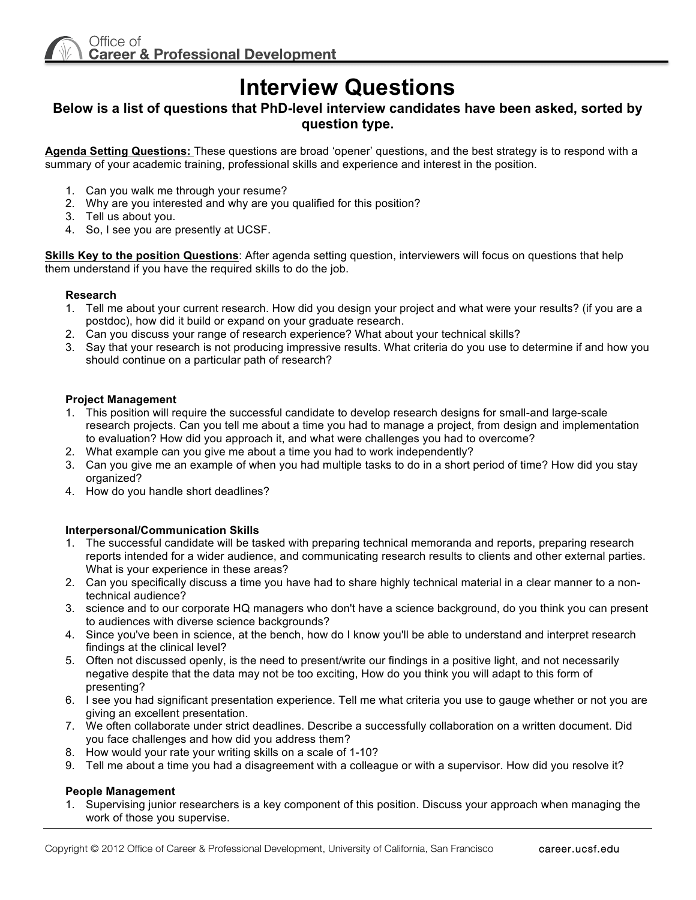Office of
**Career & Professional Development**

# Interview Questions

### Below is a list of questions that PhD-level interview candidates have been asked, sorted by question type.

**Agenda Setting Questions:** These questions are broad 'opener' questions, and the best strategy is to respond with a summary of your academic training, professional skills and experience and interest in the position.

1. Can you walk me through your resume?
2. Why are you interested and why are you qualified for this position?
3. Tell us about you.
4. So, I see you are presently at UCSF.

**Skills Key to the position Questions**: After agenda setting question, interviewers will focus on questions that help them understand if you have the required skills to do the job.

**Research**

1. Tell me about your current research. How did you design your project and what were your results? (if you are a postdoc), how did it build or expand on your graduate research.
2. Can you discuss your range of research experience? What about your technical skills?
3. Say that your research is not producing impressive results. What criteria do you use to determine if and how you should continue on a particular path of research?

**Project Management**

1. This position will require the successful candidate to develop research designs for small-and large-scale research projects. Can you tell me about a time you had to manage a project, from design and implementation to evaluation? How did you approach it, and what were challenges you had to overcome?
2. What example can you give me about a time you had to work independently?
3. Can you give me an example of when you had multiple tasks to do in a short period of time? How did you stay organized?
4. How do you handle short deadlines?

**Interpersonal/Communication Skills**

1. The successful candidate will be tasked with preparing technical memoranda and reports, preparing research reports intended for a wider audience, and communicating research results to clients and other external parties. What is your experience in these areas?
2. Can you specifically discuss a time you have had to share highly technical material in a clear manner to a non-technical audience?
3. science and to our corporate HQ managers who don't have a science background, do you think you can present to audiences with diverse science backgrounds?
4. Since you've been in science, at the bench, how do I know you'll be able to understand and interpret research findings at the clinical level?
5. Often not discussed openly, is the need to present/write our findings in a positive light, and not necessarily negative despite that the data may not be too exciting, How do you think you will adapt to this form of presenting?
6. I see you had significant presentation experience. Tell me what criteria you use to gauge whether or not you are giving an excellent presentation.
7. We often collaborate under strict deadlines. Describe a successfully collaboration on a written document. Did you face challenges and how did you address them?
8. How would your rate your writing skills on a scale of 1-10?
9. Tell me about a time you had a disagreement with a colleague or with a supervisor. How did you resolve it?

**People Management**

1. Supervising junior researchers is a key component of this position. Discuss your approach when managing the work of those you supervise.

Copyright © 2012 Office of Career & Professional Development, University of California, San Francisco career.ucsf.edu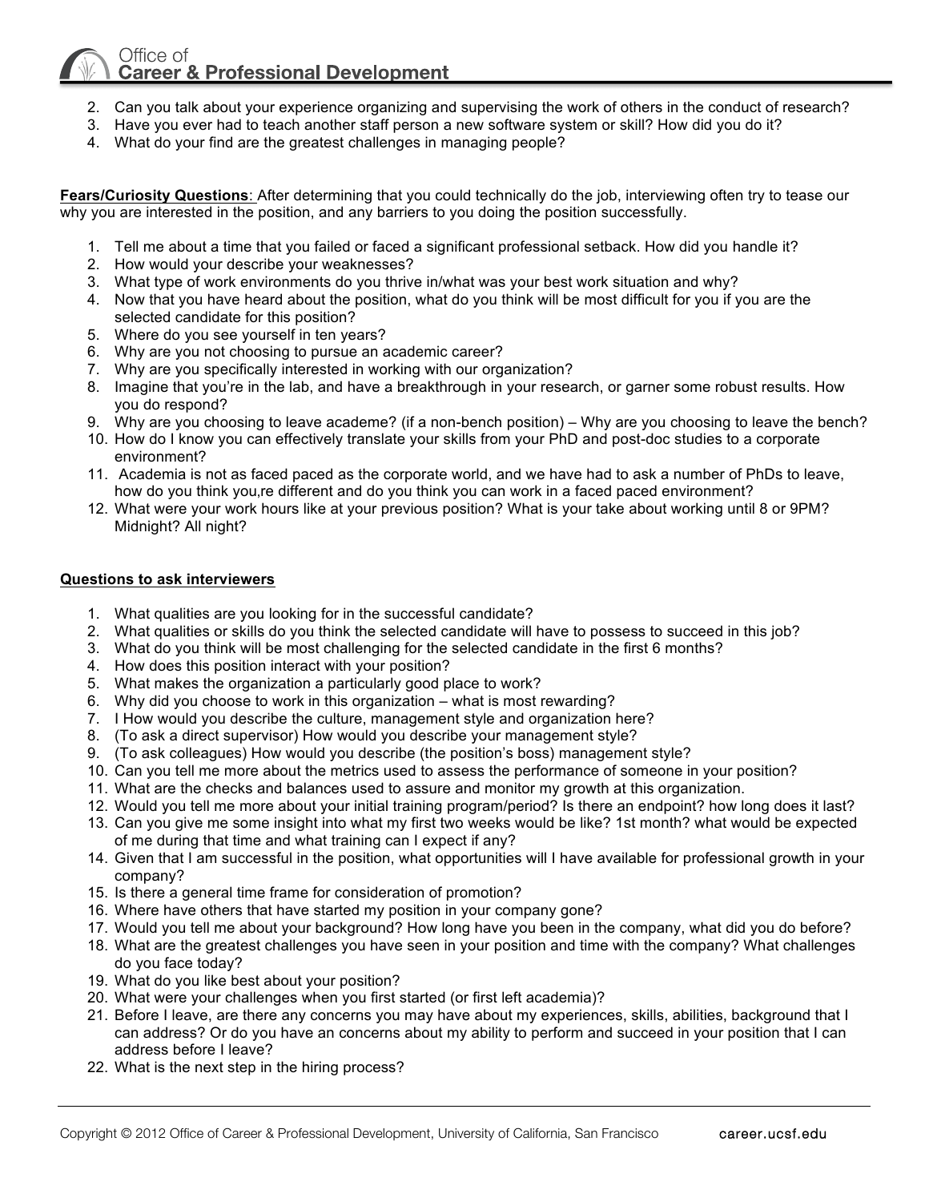2. Can you talk about your experience organizing and supervising the work of others in the conduct of research?
3. Have you ever had to teach another staff person a new software system or skill? How did you do it?
4. What do your find are the greatest challenges in managing people?

**Fears/Curiosity Questions**: After determining that you could technically do the job, interviewing often try to tease our why you are interested in the position, and any barriers to you doing the position successfully.

1. Tell me about a time that you failed or faced a significant professional setback. How did you handle it?
2. How would your describe your weaknesses?
3. What type of work environments do you thrive in/what was your best work situation and why?
4. Now that you have heard about the position, what do you think will be most difficult for you if you are the selected candidate for this position?
5. Where do you see yourself in ten years?
6. Why are you not choosing to pursue an academic career?
7. Why are you specifically interested in working with our organization?
8. Imagine that you're in the lab, and have a breakthrough in your research, or garner some robust results. How you do respond?
9. Why are you choosing to leave academe? (if a non-bench position) – Why are you choosing to leave the bench?
10. How do I know you can effectively translate your skills from your PhD and post-doc studies to a corporate environment?
11. Academia is not as faced paced as the corporate world, and we have had to ask a number of PhDs to leave, how do you think you,re different and do you think you can work in a faced paced environment?
12. What were your work hours like at your previous position? What is your take about working until 8 or 9PM? Midnight? All night?

**Questions to ask interviewers**

1. What qualities are you looking for in the successful candidate?
2. What qualities or skills do you think the selected candidate will have to possess to succeed in this job?
3. What do you think will be most challenging for the selected candidate in the first 6 months?
4. How does this position interact with your position?
5. What makes the organization a particularly good place to work?
6. Why did you choose to work in this organization – what is most rewarding?
7. I How would you describe the culture, management style and organization here?
8. (To ask a direct supervisor) How would you describe your management style?
9. (To ask colleagues) How would you describe (the position's boss) management style?
10. Can you tell me more about the metrics used to assess the performance of someone in your position?
11. What are the checks and balances used to assure and monitor my growth at this organization.
12. Would you tell me more about your initial training program/period? Is there an endpoint? how long does it last?
13. Can you give me some insight into what my first two weeks would be like? 1st month? what would be expected of me during that time and what training can I expect if any?
14. Given that I am successful in the position, what opportunities will I have available for professional growth in your company?
15. Is there a general time frame for consideration of promotion?
16. Where have others that have started my position in your company gone?
17. Would you tell me about your background? How long have you been in the company, what did you do before?
18. What are the greatest challenges you have seen in your position and time with the company? What challenges do you face today?
19. What do you like best about your position?
20. What were your challenges when you first started (or first left academia)?
21. Before I leave, are there any concerns you may have about my experiences, skills, abilities, background that I can address? Or do you have an concerns about my ability to perform and succeed in your position that I can address before I leave?
22. What is the next step in the hiring process?